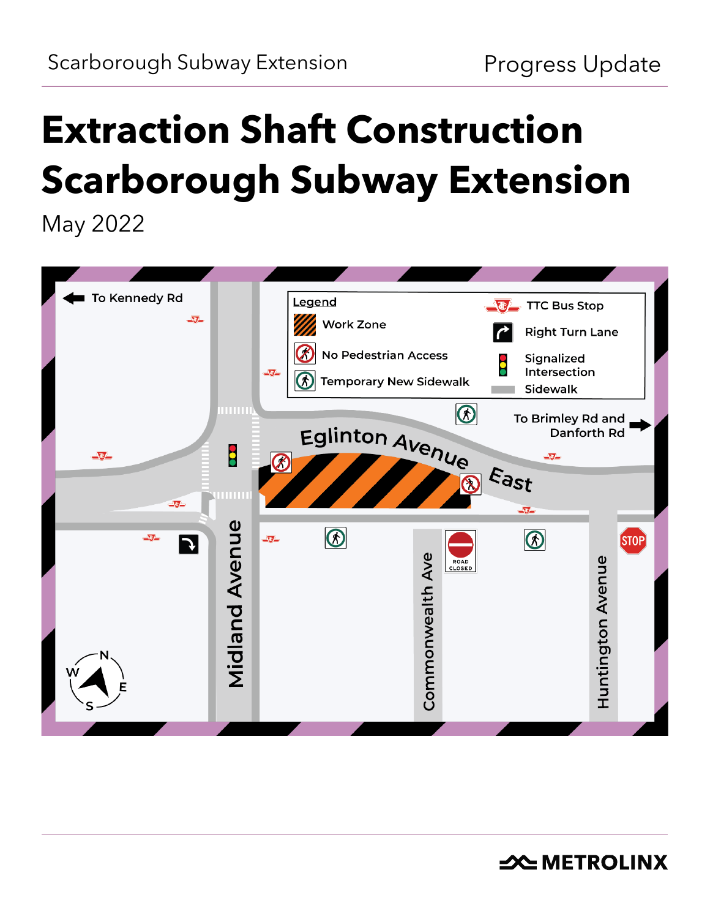# Extraction Shaft Construction Scarborough Subway Extension

May 2022

Legend

- Work Zone
- No Pedestrian Access
- Temporary New Sidewalk
- TTC Bus Stop
- Right Turn Lane
- Signalized Intersection
- Sidewalk

To Kennedy Rd

To Brimley Rd and Danforth Rd

Eglinton Avenue East

Midland Avenue

Commonwealth Ave

Huntington Avenue

ROAD CLOSED

STOP

N W E S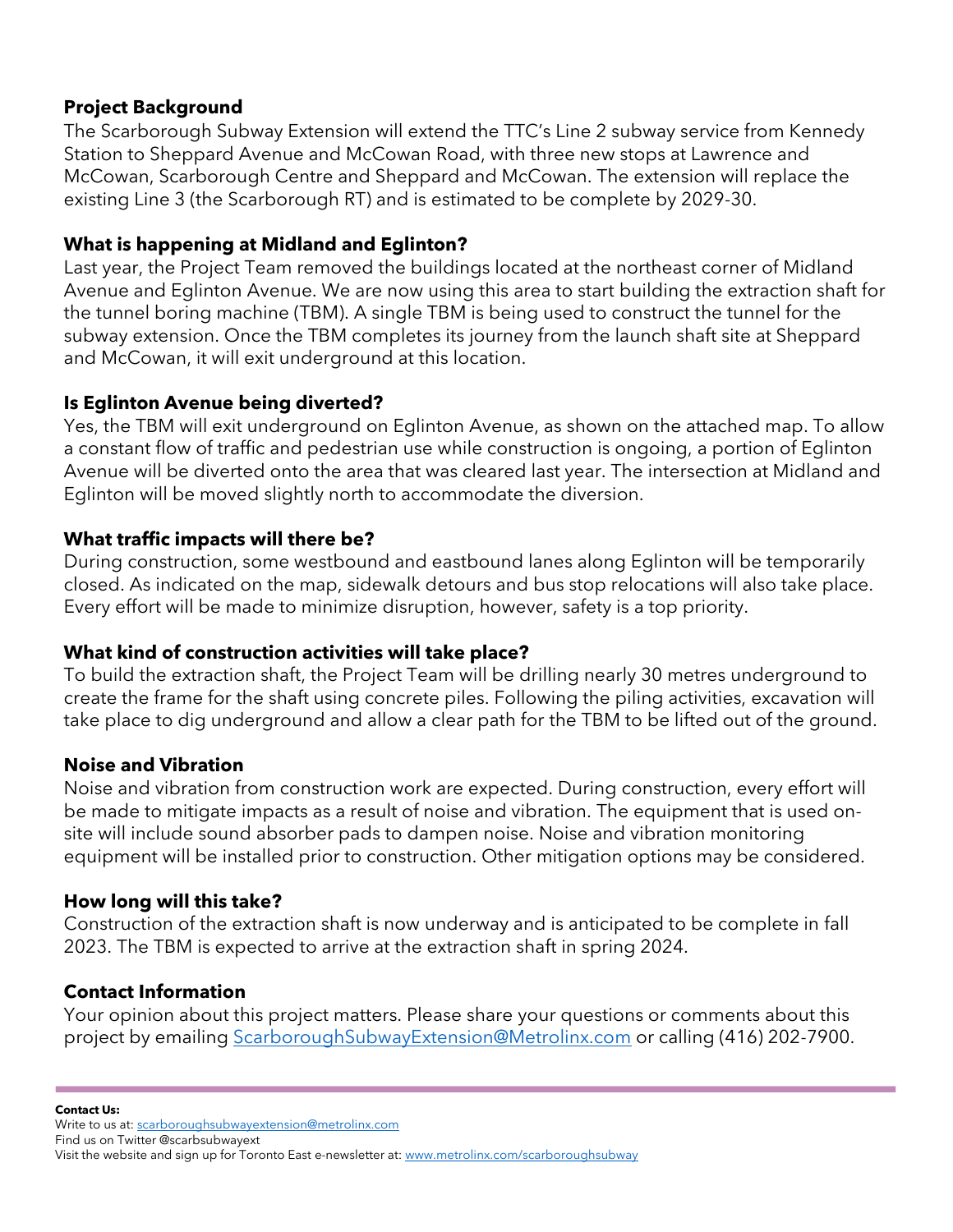**Project Background**

The Scarborough Subway Extension will extend the TTC's Line 2 subway service from Kennedy Station to Sheppard Avenue and McCowan Road, with three new stops at Lawrence and McCowan, Scarborough Centre and Sheppard and McCowan. The extension will replace the existing Line 3 (the Scarborough RT) and is estimated to be complete by 2029-30.

**What is happening at Midland and Eglinton?**

Last year, the Project Team removed the buildings located at the northeast corner of Midland Avenue and Eglinton Avenue. We are now using this area to start building the extraction shaft for the tunnel boring machine (TBM). A single TBM is being used to construct the tunnel for the subway extension. Once the TBM completes its journey from the launch shaft site at Sheppard and McCowan, it will exit underground at this location.

**Is Eglinton Avenue being diverted?**

Yes, the TBM will exit underground on Eglinton Avenue, as shown on the attached map. To allow a constant flow of traffic and pedestrian use while construction is ongoing, a portion of Eglinton Avenue will be diverted onto the area that was cleared last year. The intersection at Midland and Eglinton will be moved slightly north to accommodate the diversion.

**What traffic impacts will there be?**

During construction, some westbound and eastbound lanes along Eglinton will be temporarily closed. As indicated on the map, sidewalk detours and bus stop relocations will also take place. Every effort will be made to minimize disruption, however, safety is a top priority.

**What kind of construction activities will take place?**

To build the extraction shaft, the Project Team will be drilling nearly 30 metres underground to create the frame for the shaft using concrete piles. Following the piling activities, excavation will take place to dig underground and allow a clear path for the TBM to be lifted out of the ground.

**Noise and Vibration**

Noise and vibration from construction work are expected. During construction, every effort will be made to mitigate impacts as a result of noise and vibration. The equipment that is used on-site will include sound absorber pads to dampen noise. Noise and vibration monitoring equipment will be installed prior to construction. Other mitigation options may be considered.

**How long will this take?**

Construction of the extraction shaft is now underway and is anticipated to be complete in fall 2023. The TBM is expected to arrive at the extraction shaft in spring 2024.

**Contact Information**

Your opinion about this project matters. Please share your questions or comments about this project by emailing [ScarboroughSubwayExtension@Metrolinx.com](mailto:ScarboroughSubwayExtension@Metrolinx.com) or calling (416) 202-7900.

---

**Contact Us:**
Write to us at: [scarboroughsubwayextension@metrolinx.com](mailto:scarboroughsubwayextension@metrolinx.com)
Find us on Twitter @scarbsubwayext
Visit the website and sign up for Toronto East e-newsletter at: [www.metrolinx.com/scarboroughsubway](http://www.metrolinx.com/scarboroughsubway)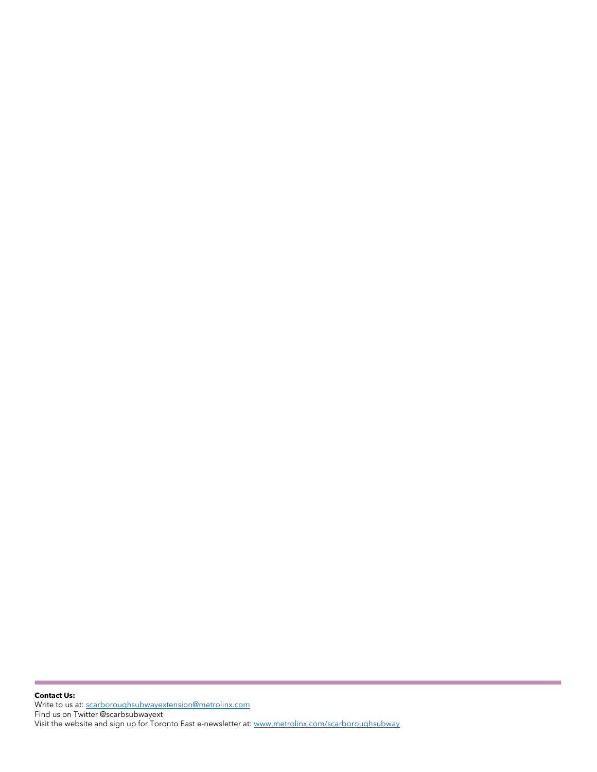**Contact Us:**
Write to us at: scarboroughsubwayextension@metrolinx.com
Find us on Twitter @scarbsubwayext
Visit the website and sign up for Toronto East e-newsletter at: www.metrolinx.com/scarboroughsubway